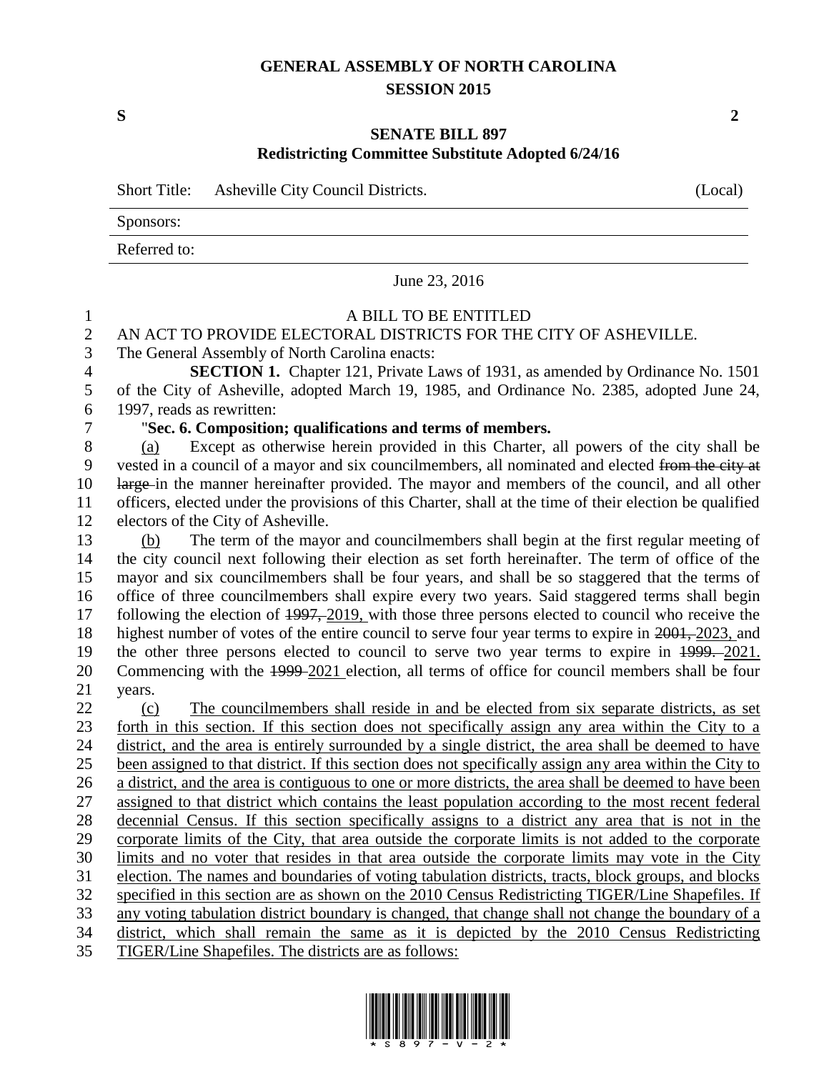# GENERAL ASSEMBLY OF NORTH CAROLINA
## SESSION 2015

**S** **2**

## SENATE BILL 897
### Redistricting Committee Substitute Adopted 6/24/16

Short Title: Asheville City Council Districts. (Local)

Sponsors:

Referred to:

June 23, 2016

A BILL TO BE ENTITLED

AN ACT TO PROVIDE ELECTORAL DISTRICTS FOR THE CITY OF ASHEVILLE.

The General Assembly of North Carolina enacts:

**SECTION 1.** Chapter 121, Private Laws of 1931, as amended by Ordinance No. 1501 of the City of Asheville, adopted March 19, 1985, and Ordinance No. 2385, adopted June 24, 1997, reads as rewritten:

"**Sec. 6. Composition; qualifications and terms of members.**

(a) Except as otherwise herein provided in this Charter, all powers of the city shall be vested in a council of a mayor and six councilmembers, all nominated and elected ~~from the city at large~~ in the manner hereinafter provided. The mayor and members of the council, and all other officers, elected under the provisions of this Charter, shall at the time of their election be qualified electors of the City of Asheville.

(b) The term of the mayor and councilmembers shall begin at the first regular meeting of the city council next following their election as set forth hereinafter. The term of office of the mayor and six councilmembers shall be four years, and shall be so staggered that the terms of office of three councilmembers shall expire every two years. Said staggered terms shall begin following the election of ~~1997,~~ 2019, with those three persons elected to council who receive the highest number of votes of the entire council to serve four year terms to expire in ~~2001,~~ 2023, and the other three persons elected to council to serve two year terms to expire in ~~1999.~~ 2021. Commencing with the ~~1999~~ 2021 election, all terms of office for council members shall be four years.

(c) The councilmembers shall reside in and be elected from six separate districts, as set forth in this section. If this section does not specifically assign any area within the City to a district, and the area is entirely surrounded by a single district, the area shall be deemed to have been assigned to that district. If this section does not specifically assign any area within the City to a district, and the area is contiguous to one or more districts, the area shall be deemed to have been assigned to that district which contains the least population according to the most recent federal decennial Census. If this section specifically assigns to a district any area that is not in the corporate limits of the City, that area outside the corporate limits is not added to the corporate limits and no voter that resides in that area outside the corporate limits may vote in the City election. The names and boundaries of voting tabulation districts, tracts, block groups, and blocks specified in this section are as shown on the 2010 Census Redistricting TIGER/Line Shapefiles. If any voting tabulation district boundary is changed, that change shall not change the boundary of a district, which shall remain the same as it is depicted by the 2010 Census Redistricting TIGER/Line Shapefiles. The districts are as follows: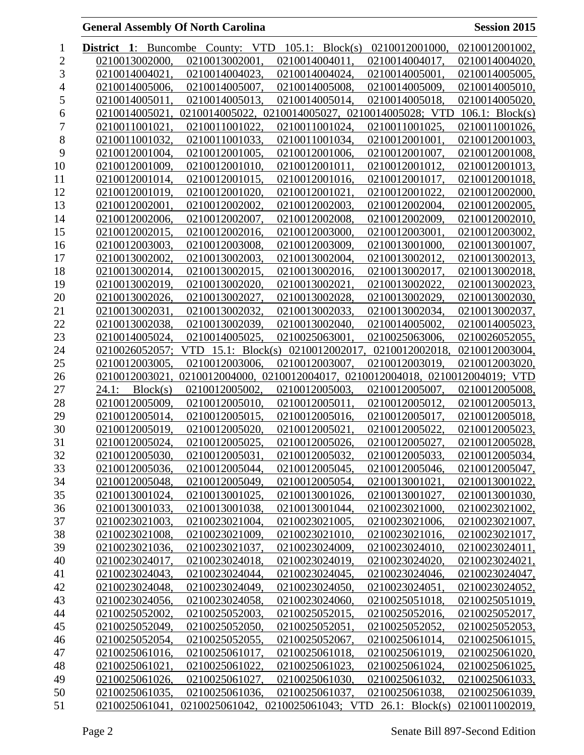**District 1**: Buncombe County: VTD 105.1: Block(s) 0210012001000, 0210012001002, 0210013002000, 0210013002001, 0210014004011, 0210014004017, 0210014004020, 0210014004021, 0210014004023, 0210014004024, 0210014005001, 0210014005005, 0210014005006, 0210014005007, 0210014005008, 0210014005009, 0210014005010, 0210014005011, 0210014005013, 0210014005014, 0210014005018, 0210014005020, 0210014005021, 0210014005022, 0210014005027, 0210014005028; VTD 106.1: Block(s) 0210011001021, 0210011001022, 0210011001024, 0210011001025, 0210011001026, 0210011001032, 0210011001033, 0210011001034, 0210012001001, 0210012001003, 0210012001004, 0210012001005, 0210012001006, 0210012001007, 0210012001008, 0210012001009, 0210012001010, 0210012001011, 0210012001012, 0210012001013, 0210012001014, 0210012001015, 0210012001016, 0210012001017, 0210012001018, 0210012001019, 0210012001020, 0210012001021, 0210012001022, 0210012002000, 0210012002001, 0210012002002, 0210012002003, 0210012002004, 0210012002005, 0210012002006, 0210012002007, 0210012002008, 0210012002009, 0210012002010, 0210012002015, 0210012002016, 0210012003000, 0210012003001, 0210012003002, 0210012003003, 0210012003008, 0210012003009, 0210013001000, 0210013001007, 0210013002002, 0210013002003, 0210013002004, 0210013002012, 0210013002013, 0210013002014, 0210013002015, 0210013002016, 0210013002017, 0210013002018, 0210013002019, 0210013002020, 0210013002021, 0210013002022, 0210013002023, 0210013002026, 0210013002027, 0210013002028, 0210013002029, 0210013002030, 0210013002031, 0210013002032, 0210013002033, 0210013002034, 0210013002037, 0210013002038, 0210013002039, 0210013002040, 0210014005002, 0210014005023, 0210014005024, 0210014005025, 0210025063001, 0210025063006, 0210026052055, 0210026052057; VTD 15.1: Block(s) 0210012002017, 0210012002018, 0210012003004, 0210012003005, 0210012003006, 0210012003007, 0210012003019, 0210012003020, 0210012003021, 0210012004000, 0210012004017, 0210012004018, 0210012004019; VTD 24.1: Block(s) 0210012005002, 0210012005003, 0210012005007, 0210012005008, 0210012005009, 0210012005010, 0210012005011, 0210012005012, 0210012005013, 0210012005014, 0210012005015, 0210012005016, 0210012005017, 0210012005018, 0210012005019, 0210012005020, 0210012005021, 0210012005022, 0210012005023, 0210012005024, 0210012005025, 0210012005026, 0210012005027, 0210012005028, 0210012005030, 0210012005031, 0210012005032, 0210012005033, 0210012005034, 0210012005036, 0210012005044, 0210012005045, 0210012005046, 0210012005047, 0210012005048, 0210012005049, 0210012005054, 0210013001021, 0210013001022, 0210013001024, 0210013001025, 0210013001026, 0210013001027, 0210013001030, 0210013001033, 0210013001038, 0210013001044, 0210023021000, 0210023021002, 0210023021003, 0210023021004, 0210023021005, 0210023021006, 0210023021007, 0210023021008, 0210023021009, 0210023021010, 0210023021016, 0210023021017, 0210023021036, 0210023021037, 0210023024009, 0210023024010, 0210023024011, 0210023024017, 0210023024018, 0210023024019, 0210023024020, 0210023024021, 0210023024043, 0210023024044, 0210023024045, 0210023024046, 0210023024047, 0210023024048, 0210023024049, 0210023024050, 0210023024051, 0210023024052, 0210023024056, 0210023024058, 0210023024060, 0210025051018, 0210025051019, 0210025052002, 0210025052003, 0210025052015, 0210025052016, 0210025052017, 0210025052049, 0210025052050, 0210025052051, 0210025052052, 0210025052053, 0210025052054, 0210025052055, 0210025052067, 0210025061014, 0210025061015, 0210025061016, 0210025061017, 0210025061018, 0210025061019, 0210025061020, 0210025061021, 0210025061022, 0210025061023, 0210025061024, 0210025061025, 0210025061026, 0210025061027, 0210025061030, 0210025061032, 0210025061033, 0210025061035, 0210025061036, 0210025061037, 0210025061038, 0210025061039, 0210025061041, 0210025061042, 0210025061043; VTD 26.1: Block(s) 0210011002019,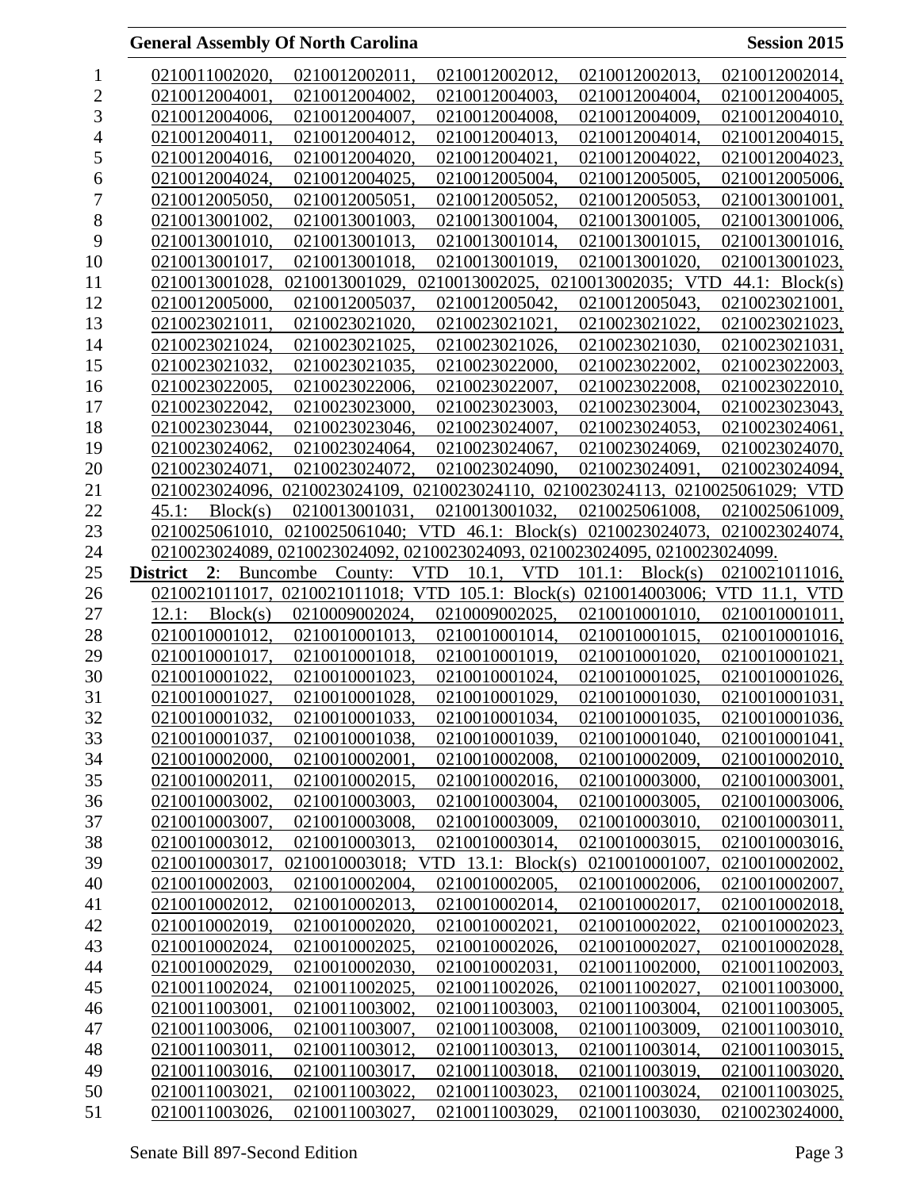0210011002020, 0210012002011, 0210012002012, 0210012002013, 0210012002014, 0210012004001, 0210012004002, 0210012004003, 0210012004004, 0210012004005, 0210012004006, 0210012004007, 0210012004008, 0210012004009, 0210012004010, 0210012004011, 0210012004012, 0210012004013, 0210012004014, 0210012004015, 0210012004016, 0210012004020, 0210012004021, 0210012004022, 0210012004023, 0210012004024, 0210012004025, 0210012005004, 0210012005005, 0210012005006, 0210012005050, 0210012005051, 0210012005052, 0210012005053, 0210013001001, 0210013001002, 0210013001003, 0210013001004, 0210013001005, 0210013001006, 0210013001010, 0210013001013, 0210013001014, 0210013001015, 0210013001016, 0210013001017, 0210013001018, 0210013001019, 0210013001020, 0210013001023, 0210013001028, 0210013001029, 0210013002025, 0210013002035; VTD 44.1: Block(s) 0210012005000, 0210012005037, 0210012005042, 0210012005043, 0210023021001, 0210023021011, 0210023021020, 0210023021021, 0210023021022, 0210023021023, 0210023021024, 0210023021025, 0210023021026, 0210023021030, 0210023021031, 0210023021032, 0210023021035, 0210023022000, 0210023022002, 0210023022003, 0210023022005, 0210023022006, 0210023022007, 0210023022008, 0210023022010, 0210023022042, 0210023023000, 0210023023003, 0210023023004, 0210023023043, 0210023023044, 0210023023046, 0210023024007, 0210023024053, 0210023024061, 0210023024062, 0210023024064, 0210023024067, 0210023024069, 0210023024070, 0210023024071, 0210023024072, 0210023024090, 0210023024091, 0210023024094, 0210023024096, 0210023024109, 0210023024110, 0210023024113, 0210025061029; VTD 45.1: Block(s) 0210013001031, 0210013001032, 0210025061008, 0210025061009, 0210025061010, 0210025061040; VTD 46.1: Block(s) 0210023024073, 0210023024074, 0210023024089, 0210023024092, 0210023024093, 0210023024095, 0210023024099.

**District 2**: Buncombe County: VTD 10.1, VTD 101.1: Block(s) 0210021011016, 0210021011017, 0210021011018; VTD 105.1: Block(s) 0210014003006; VTD 11.1, VTD 12.1: Block(s) 0210009002024, 0210009002025, 0210010001010, 0210010001011, 0210010001012, 0210010001013, 0210010001014, 0210010001015, 0210010001016, 0210010001017, 0210010001018, 0210010001019, 0210010001020, 0210010001021, 0210010001022, 0210010001023, 0210010001024, 0210010001025, 0210010001026, 0210010001027, 0210010001028, 0210010001029, 0210010001030, 0210010001031, 0210010001032, 0210010001033, 0210010001034, 0210010001035, 0210010001036, 0210010001037, 0210010001038, 0210010001039, 0210010001040, 0210010001041, 0210010002000, 0210010002001, 0210010002008, 0210010002009, 0210010002010, 0210010002011, 0210010002015, 0210010002016, 0210010003000, 0210010003001, 0210010003002, 0210010003003, 0210010003004, 0210010003005, 0210010003006, 0210010003007, 0210010003008, 0210010003009, 0210010003010, 0210010003011, 0210010003012, 0210010003013, 0210010003014, 0210010003015, 0210010003016, 0210010003017, 0210010003018; VTD 13.1: Block(s) 0210010001007, 0210010002002, 0210010002003, 0210010002004, 0210010002005, 0210010002006, 0210010002007, 0210010002012, 0210010002013, 0210010002014, 0210010002017, 0210010002018, 0210010002019, 0210010002020, 0210010002021, 0210010002022, 0210010002023, 0210010002024, 0210010002025, 0210010002026, 0210010002027, 0210010002028, 0210010002029, 0210010002030, 0210010002031, 0210011002000, 0210011002003, 0210011002024, 0210011002025, 0210011002026, 0210011002027, 0210011003000, 0210011003001, 0210011003002, 0210011003003, 0210011003004, 0210011003005, 0210011003006, 0210011003007, 0210011003008, 0210011003009, 0210011003010, 0210011003011, 0210011003012, 0210011003013, 0210011003014, 0210011003015, 0210011003016, 0210011003017, 0210011003018, 0210011003019, 0210011003020, 0210011003021, 0210011003022, 0210011003023, 0210011003024, 0210011003025, 0210011003026, 0210011003027, 0210011003029, 0210011003030, 0210023024000,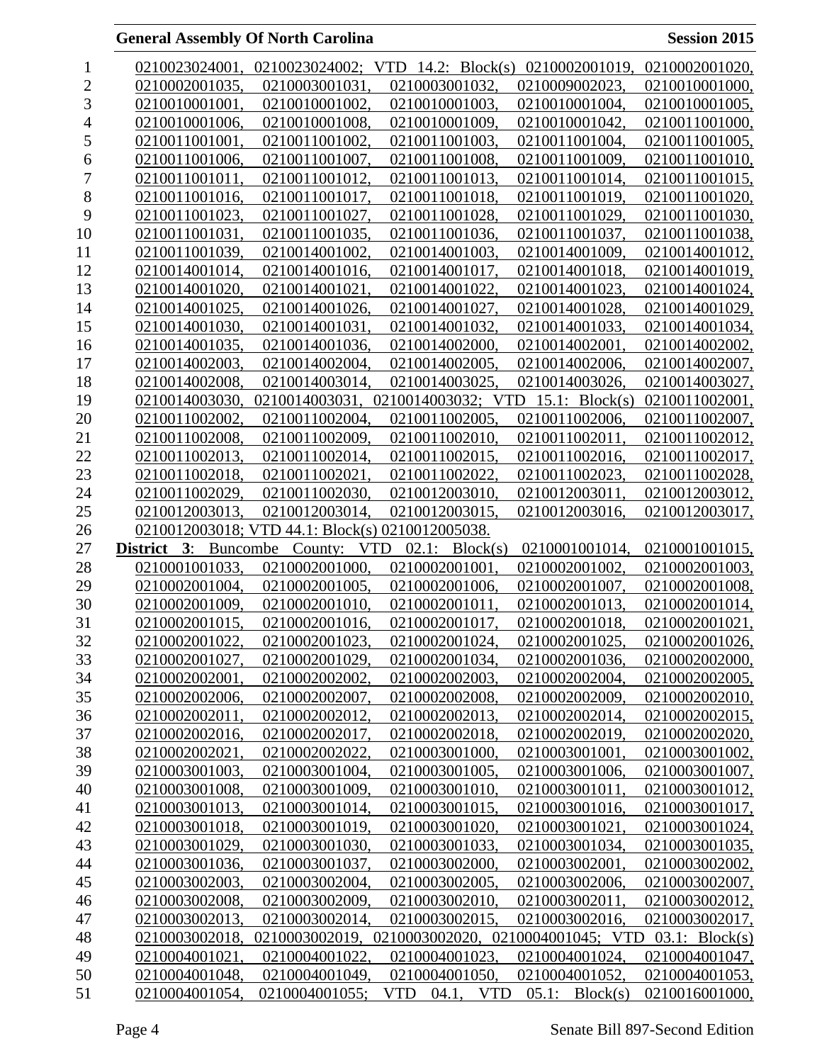0210023024001, 0210023024002; VTD 14.2: Block(s) 0210002001019, 0210002001020, 0210002001035, 0210003001031, 0210003001032, 0210009002023, 0210010001000, 0210010001001, 0210010001002, 0210010001003, 0210010001004, 0210010001005, 0210010001006, 0210010001008, 0210010001009, 0210010001042, 0210011001000, 0210011001001, 0210011001002, 0210011001003, 0210011001004, 0210011001005, 0210011001006, 0210011001007, 0210011001008, 0210011001009, 0210011001010, 0210011001011, 0210011001012, 0210011001013, 0210011001014, 0210011001015, 0210011001016, 0210011001017, 0210011001018, 0210011001019, 0210011001020, 0210011001023, 0210011001027, 0210011001028, 0210011001029, 0210011001030, 0210011001031, 0210011001035, 0210011001036, 0210011001037, 0210011001038, 0210011001039, 0210014001002, 0210014001003, 0210014001009, 0210014001012, 0210014001014, 0210014001016, 0210014001017, 0210014001018, 0210014001019, 0210014001020, 0210014001021, 0210014001022, 0210014001023, 0210014001024, 0210014001025, 0210014001026, 0210014001027, 0210014001028, 0210014001029, 0210014001030, 0210014001031, 0210014001032, 0210014001033, 0210014001034, 0210014001035, 0210014001036, 0210014002000, 0210014002001, 0210014002002, 0210014002003, 0210014002004, 0210014002005, 0210014002006, 0210014002007, 0210014002008, 0210014003014, 0210014003025, 0210014003026, 0210014003027, 0210014003030, 0210014003031, 0210014003032; VTD 15.1: Block(s) 0210011002001, 0210011002002, 0210011002004, 0210011002005, 0210011002006, 0210011002007, 0210011002008, 0210011002009, 0210011002010, 0210011002011, 0210011002012, 0210011002013, 0210011002014, 0210011002015, 0210011002016, 0210011002017, 0210011002018, 0210011002021, 0210011002022, 0210011002023, 0210011002028, 0210011002029, 0210011002030, 0210012003010, 0210012003011, 0210012003012, 0210012003013, 0210012003014, 0210012003015, 0210012003016, 0210012003017, 0210012003018; VTD 44.1: Block(s) 0210012005038.

**District 3**: Buncombe County: VTD 02.1: Block(s) 0210001001014, 0210001001015, 0210001001033, 0210002001000, 0210002001001, 0210002001002, 0210002001003, 0210002001004, 0210002001005, 0210002001006, 0210002001007, 0210002001008, 0210002001009, 0210002001010, 0210002001011, 0210002001013, 0210002001014, 0210002001015, 0210002001016, 0210002001017, 0210002001018, 0210002001021, 0210002001022, 0210002001023, 0210002001024, 0210002001025, 0210002001026, 0210002001027, 0210002001029, 0210002001034, 0210002001036, 0210002002000, 0210002002001, 0210002002002, 0210002002003, 0210002002004, 0210002002005, 0210002002006, 0210002002007, 0210002002008, 0210002002009, 0210002002010, 0210002002011, 0210002002012, 0210002002013, 0210002002014, 0210002002015, 0210002002016, 0210002002017, 0210002002018, 0210002002019, 0210002002020, 0210002002021, 0210002002022, 0210003001000, 0210003001001, 0210003001002, 0210003001003, 0210003001004, 0210003001005, 0210003001006, 0210003001007, 0210003001008, 0210003001009, 0210003001010, 0210003001011, 0210003001012, 0210003001013, 0210003001014, 0210003001015, 0210003001016, 0210003001017, 0210003001018, 0210003001019, 0210003001020, 0210003001021, 0210003001024, 0210003001029, 0210003001030, 0210003001033, 0210003001034, 0210003001035, 0210003001036, 0210003001037, 0210003002000, 0210003002001, 0210003002002, 0210003002003, 0210003002004, 0210003002005, 0210003002006, 0210003002007, 0210003002008, 0210003002009, 0210003002010, 0210003002011, 0210003002012, 0210003002013, 0210003002014, 0210003002015, 0210003002016, 0210003002017, 0210003002018, 0210003002019, 0210003002020, 0210004001045; VTD 03.1: Block(s) 0210004001021, 0210004001022, 0210004001023, 0210004001024, 0210004001047, 0210004001048, 0210004001049, 0210004001050, 0210004001052, 0210004001053, 0210004001054, 0210004001055; VTD 04.1, VTD 05.1: Block(s) 0210016001000,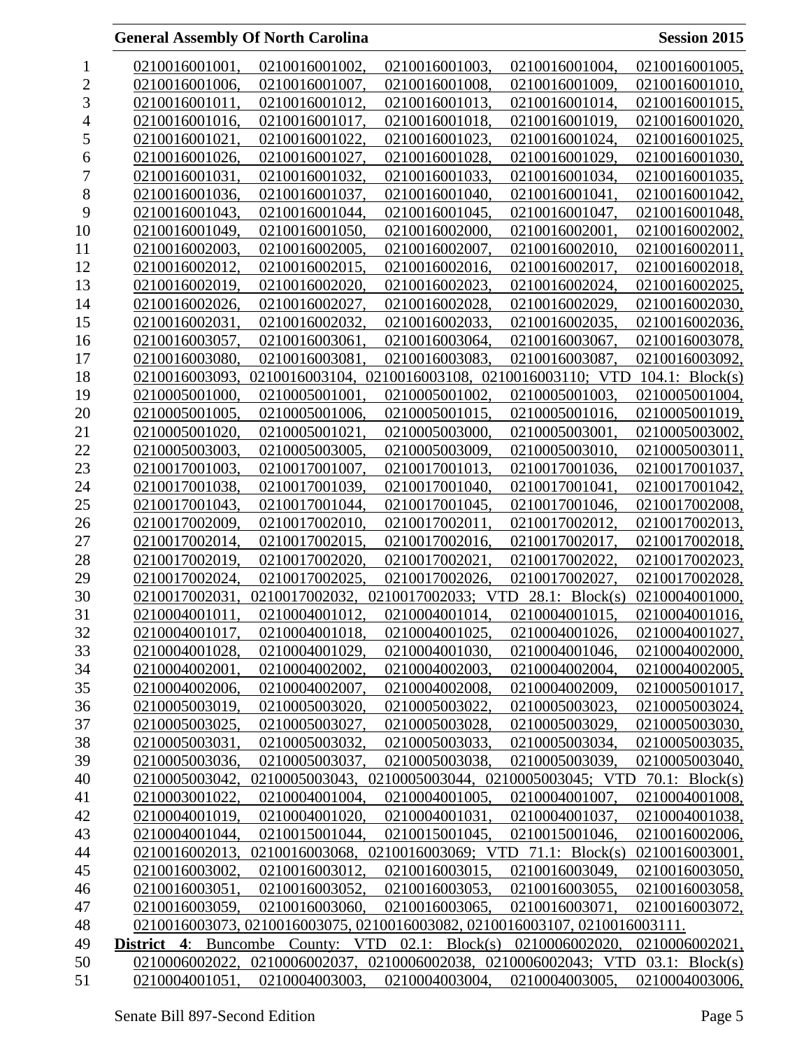0210016001001, 0210016001002, 0210016001003, 0210016001004, 0210016001005, 0210016001006, 0210016001007, 0210016001008, 0210016001009, 0210016001010, 0210016001011, 0210016001012, 0210016001013, 0210016001014, 0210016001015, 0210016001016, 0210016001017, 0210016001018, 0210016001019, 0210016001020, 0210016001021, 0210016001022, 0210016001023, 0210016001024, 0210016001025, 0210016001026, 0210016001027, 0210016001028, 0210016001029, 0210016001030, 0210016001031, 0210016001032, 0210016001033, 0210016001034, 0210016001035, 0210016001036, 0210016001037, 0210016001040, 0210016001041, 0210016001042, 0210016001043, 0210016001044, 0210016001045, 0210016001047, 0210016001048, 0210016001049, 0210016001050, 0210016002000, 0210016002001, 0210016002002, 0210016002003, 0210016002005, 0210016002007, 0210016002010, 0210016002011, 0210016002012, 0210016002015, 0210016002016, 0210016002017, 0210016002018, 0210016002019, 0210016002020, 0210016002023, 0210016002024, 0210016002025, 0210016002026, 0210016002027, 0210016002028, 0210016002029, 0210016002030, 0210016002031, 0210016002032, 0210016002033, 0210016002035, 0210016002036, 0210016003057, 0210016003061, 0210016003064, 0210016003067, 0210016003078, 0210016003080, 0210016003081, 0210016003083, 0210016003087, 0210016003092, 0210016003093, 0210016003104, 0210016003108, 0210016003110; VTD 104.1: Block(s) 0210005001000, 0210005001001, 0210005001002, 0210005001003, 0210005001004, 0210005001005, 0210005001006, 0210005001015, 0210005001016, 0210005001019, 0210005001020, 0210005001021, 0210005003000, 0210005003001, 0210005003002, 0210005003003, 0210005003005, 0210005003009, 0210005003010, 0210005003011, 0210017001003, 0210017001007, 0210017001013, 0210017001036, 0210017001037, 0210017001038, 0210017001039, 0210017001040, 0210017001041, 0210017001042, 0210017001043, 0210017001044, 0210017001045, 0210017001046, 0210017002008, 0210017002009, 0210017002010, 0210017002011, 0210017002012, 0210017002013, 0210017002014, 0210017002015, 0210017002016, 0210017002017, 0210017002018, 0210017002019, 0210017002020, 0210017002021, 0210017002022, 0210017002023, 0210017002024, 0210017002025, 0210017002026, 0210017002027, 0210017002028, 0210017002031, 0210017002032, 0210017002033; VTD 28.1: Block(s) 0210004001000, 0210004001011, 0210004001012, 0210004001014, 0210004001015, 0210004001016, 0210004001017, 0210004001018, 0210004001025, 0210004001026, 0210004001027, 0210004001028, 0210004001029, 0210004001030, 0210004001046, 0210004002000, 0210004002001, 0210004002002, 0210004002003, 0210004002004, 0210004002005, 0210004002006, 0210004002007, 0210004002008, 0210004002009, 0210005001017, 0210005003019, 0210005003020, 0210005003022, 0210005003023, 0210005003024, 0210005003025, 0210005003027, 0210005003028, 0210005003029, 0210005003030, 0210005003031, 0210005003032, 0210005003033, 0210005003034, 0210005003035, 0210005003036, 0210005003037, 0210005003038, 0210005003039, 0210005003040, 0210005003042, 0210005003043, 0210005003044, 0210005003045; VTD 70.1: Block(s) 0210003001022, 0210004001004, 0210004001005, 0210004001007, 0210004001008, 0210004001019, 0210004001020, 0210004001031, 0210004001037, 0210004001038, 0210004001044, 0210015001044, 0210015001045, 0210015001046, 0210016002006, 0210016002013, 0210016003068, 0210016003069; VTD 71.1: Block(s) 0210016003001, 0210016003002, 0210016003012, 0210016003015, 0210016003049, 0210016003050, 0210016003051, 0210016003052, 0210016003053, 0210016003055, 0210016003058, 0210016003059, 0210016003060, 0210016003065, 0210016003071, 0210016003072, 0210016003073, 0210016003075, 0210016003082, 0210016003107, 0210016003111.

**District 4**: Buncombe County: VTD 02.1: Block(s) 0210006002020, 0210006002021, 0210006002022, 0210006002037, 0210006002038, 0210006002043; VTD 03.1: Block(s) 0210004001051, 0210004003003, 0210004003004, 0210004003005, 0210004003006,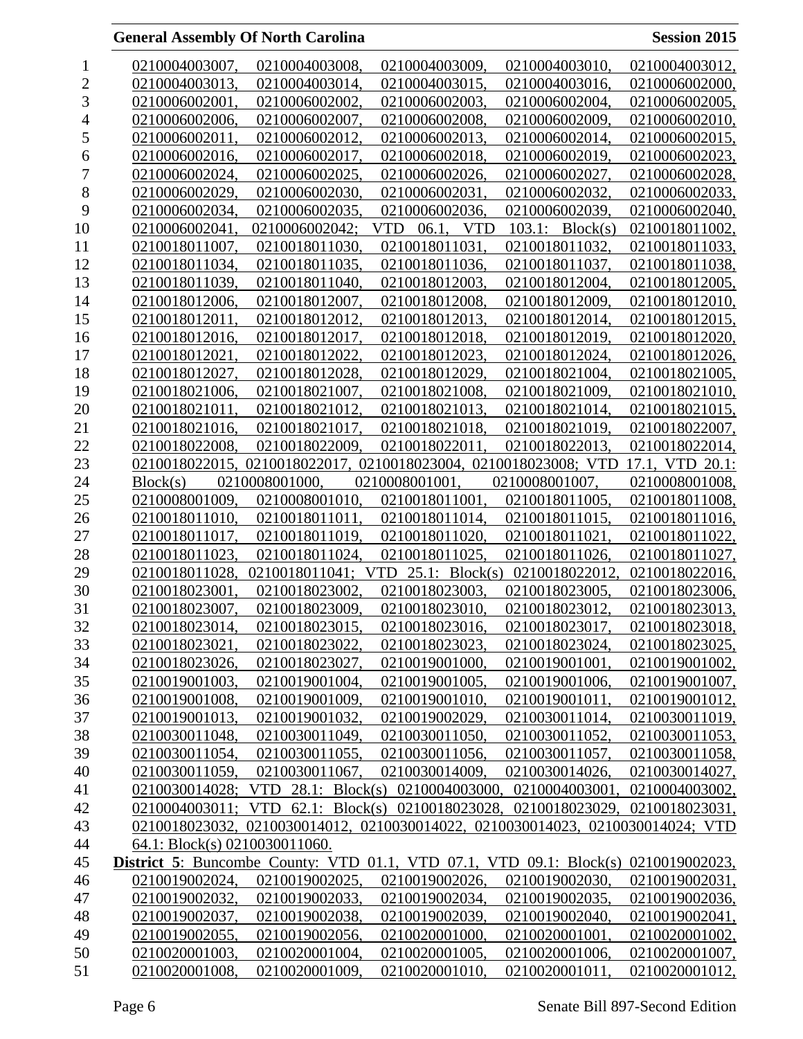0210004003007, 0210004003008, 0210004003009, 0210004003010, 0210004003012, 0210004003013, 0210004003014, 0210004003015, 0210004003016, 0210006002000, 0210006002001, 0210006002002, 0210006002003, 0210006002004, 0210006002005, 0210006002006, 0210006002007, 0210006002008, 0210006002009, 0210006002010, 0210006002011, 0210006002012, 0210006002013, 0210006002014, 0210006002015, 0210006002016, 0210006002017, 0210006002018, 0210006002019, 0210006002023, 0210006002024, 0210006002025, 0210006002026, 0210006002027, 0210006002028, 0210006002029, 0210006002030, 0210006002031, 0210006002032, 0210006002033, 0210006002034, 0210006002035, 0210006002036, 0210006002039, 0210006002040, 0210006002041, 0210006002042; VTD 06.1, VTD 103.1: Block(s) 0210018011002, 0210018011007, 0210018011030, 0210018011031, 0210018011032, 0210018011033, 0210018011034, 0210018011035, 0210018011036, 0210018011037, 0210018011038, 0210018011039, 0210018011040, 0210018012003, 0210018012004, 0210018012005, 0210018012006, 0210018012007, 0210018012008, 0210018012009, 0210018012010, 0210018012011, 0210018012012, 0210018012013, 0210018012014, 0210018012015, 0210018012016, 0210018012017, 0210018012018, 0210018012019, 0210018012020, 0210018012021, 0210018012022, 0210018012023, 0210018012024, 0210018012026, 0210018012027, 0210018012028, 0210018012029, 0210018021004, 0210018021005, 0210018021006, 0210018021007, 0210018021008, 0210018021009, 0210018021010, 0210018021011, 0210018021012, 0210018021013, 0210018021014, 0210018021015, 0210018021016, 0210018021017, 0210018021018, 0210018021019, 0210018022007, 0210018022008, 0210018022009, 0210018022011, 0210018022013, 0210018022014, 0210018022015, 0210018022017, 0210018023004, 0210018023008; VTD 17.1, VTD 20.1: Block(s) 0210008001000, 0210008001001, 0210008001007, 0210008001008, 0210008001009, 0210008001010, 0210018011001, 0210018011005, 0210018011008, 0210018011010, 0210018011011, 0210018011014, 0210018011015, 0210018011016, 0210018011017, 0210018011019, 0210018011020, 0210018011021, 0210018011022, 0210018011023, 0210018011024, 0210018011025, 0210018011026, 0210018011027, 0210018011028, 0210018011041; VTD 25.1: Block(s) 0210018022012, 0210018022016, 0210018023001, 0210018023002, 0210018023003, 0210018023005, 0210018023006, 0210018023007, 0210018023009, 0210018023010, 0210018023012, 0210018023013, 0210018023014, 0210018023015, 0210018023016, 0210018023017, 0210018023018, 0210018023021, 0210018023022, 0210018023023, 0210018023024, 0210018023025, 0210018023026, 0210018023027, 0210019001000, 0210019001001, 0210019001002, 0210019001003, 0210019001004, 0210019001005, 0210019001006, 0210019001007, 0210019001008, 0210019001009, 0210019001010, 0210019001011, 0210019001012, 0210019001013, 0210019001032, 0210019002029, 0210030011014, 0210030011019, 0210030011048, 0210030011049, 0210030011050, 0210030011052, 0210030011053, 0210030011054, 0210030011055, 0210030011056, 0210030011057, 0210030011058, 0210030011059, 0210030011067, 0210030014009, 0210030014026, 0210030014027, 0210030014028; VTD 28.1: Block(s) 0210004003000, 0210004003001, 0210004003002, 0210004003011; VTD 62.1: Block(s) 0210018023028, 0210018023029, 0210018023031, 0210018023032, 0210030014012, 0210030014022, 0210030014023, 0210030014024; VTD 64.1: Block(s) 0210030011060.

**District 5**: Buncombe County: VTD 01.1, VTD 07.1, VTD 09.1: Block(s) 0210019002023, 0210019002024, 0210019002025, 0210019002026, 0210019002030, 0210019002031, 0210019002032, 0210019002033, 0210019002034, 0210019002035, 0210019002036, 0210019002037, 0210019002038, 0210019002039, 0210019002040, 0210019002041, 0210019002055, 0210019002056, 0210020001000, 0210020001001, 0210020001002, 0210020001003, 0210020001004, 0210020001005, 0210020001006, 0210020001007, 0210020001008, 0210020001009, 0210020001010, 0210020001011, 0210020001012,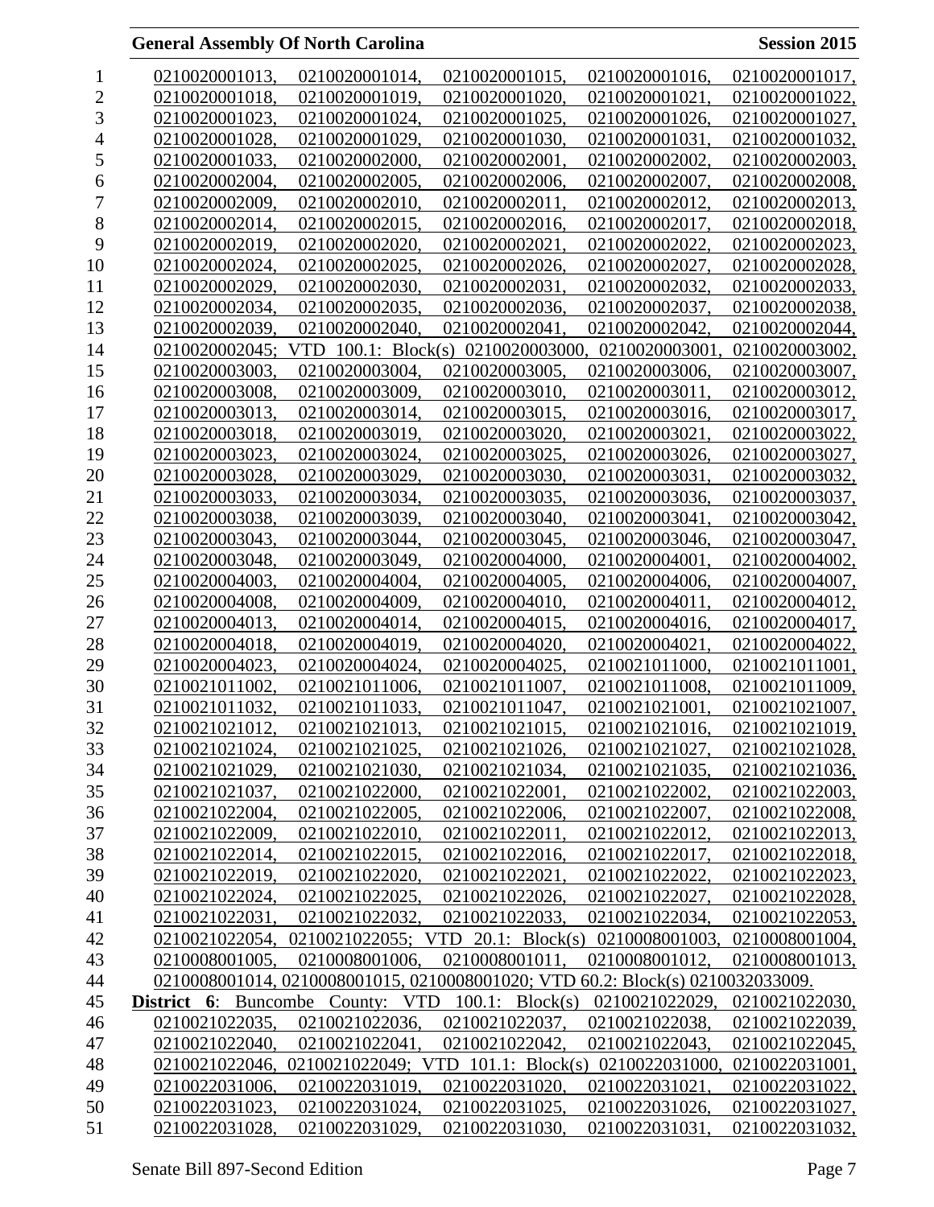0210020001013, 0210020001014, 0210020001015, 0210020001016, 0210020001017, 0210020001018, 0210020001019, 0210020001020, 0210020001021, 0210020001022, 0210020001023, 0210020001024, 0210020001025, 0210020001026, 0210020001027, 0210020001028, 0210020001029, 0210020001030, 0210020001031, 0210020001032, 0210020001033, 0210020002000, 0210020002001, 0210020002002, 0210020002003, 0210020002004, 0210020002005, 0210020002006, 0210020002007, 0210020002008, 0210020002009, 0210020002010, 0210020002011, 0210020002012, 0210020002013, 0210020002014, 0210020002015, 0210020002016, 0210020002017, 0210020002018, 0210020002019, 0210020002020, 0210020002021, 0210020002022, 0210020002023, 0210020002024, 0210020002025, 0210020002026, 0210020002027, 0210020002028, 0210020002029, 0210020002030, 0210020002031, 0210020002032, 0210020002033, 0210020002034, 0210020002035, 0210020002036, 0210020002037, 0210020002038, 0210020002039, 0210020002040, 0210020002041, 0210020002042, 0210020002044, 0210020002045; VTD 100.1: Block(s) 0210020003000, 0210020003001, 0210020003002, 0210020003003, 0210020003004, 0210020003005, 0210020003006, 0210020003007, 0210020003008, 0210020003009, 0210020003010, 0210020003011, 0210020003012, 0210020003013, 0210020003014, 0210020003015, 0210020003016, 0210020003017, 0210020003018, 0210020003019, 0210020003020, 0210020003021, 0210020003022, 0210020003023, 0210020003024, 0210020003025, 0210020003026, 0210020003027, 0210020003028, 0210020003029, 0210020003030, 0210020003031, 0210020003032, 0210020003033, 0210020003034, 0210020003035, 0210020003036, 0210020003037, 0210020003038, 0210020003039, 0210020003040, 0210020003041, 0210020003042, 0210020003043, 0210020003044, 0210020003045, 0210020003046, 0210020003047, 0210020003048, 0210020003049, 0210020004000, 0210020004001, 0210020004002, 0210020004003, 0210020004004, 0210020004005, 0210020004006, 0210020004007, 0210020004008, 0210020004009, 0210020004010, 0210020004011, 0210020004012, 0210020004013, 0210020004014, 0210020004015, 0210020004016, 0210020004017, 0210020004018, 0210020004019, 0210020004020, 0210020004021, 0210020004022, 0210020004023, 0210020004024, 0210020004025, 0210021011000, 0210021011001, 0210021011002, 0210021011006, 0210021011007, 0210021011008, 0210021011009, 0210021011032, 0210021011033, 0210021011047, 0210021021001, 0210021021007, 0210021021012, 0210021021013, 0210021021015, 0210021021016, 0210021021019, 0210021021024, 0210021021025, 0210021021026, 0210021021027, 0210021021028, 0210021021029, 0210021021030, 0210021021034, 0210021021035, 0210021021036, 0210021021037, 0210021022000, 0210021022001, 0210021022002, 0210021022003, 0210021022004, 0210021022005, 0210021022006, 0210021022007, 0210021022008, 0210021022009, 0210021022010, 0210021022011, 0210021022012, 0210021022013, 0210021022014, 0210021022015, 0210021022016, 0210021022017, 0210021022018, 0210021022019, 0210021022020, 0210021022021, 0210021022022, 0210021022023, 0210021022024, 0210021022025, 0210021022026, 0210021022027, 0210021022028, 0210021022031, 0210021022032, 0210021022033, 0210021022034, 0210021022053, 0210021022054, 0210021022055; VTD 20.1: Block(s) 0210008001003, 0210008001004, 0210008001005, 0210008001006, 0210008001011, 0210008001012, 0210008001013, 0210008001014, 0210008001015, 0210008001020; VTD 60.2: Block(s) 0210032033009.

**District 6**: Buncombe County: VTD 100.1: Block(s) 0210021022029, 0210021022030, 0210021022035, 0210021022036, 0210021022037, 0210021022038, 0210021022039, 0210021022040, 0210021022041, 0210021022042, 0210021022043, 0210021022045, 0210021022046, 0210021022049; VTD 101.1: Block(s) 0210022031000, 0210022031001, 0210022031006, 0210022031019, 0210022031020, 0210022031021, 0210022031022, 0210022031023, 0210022031024, 0210022031025, 0210022031026, 0210022031027, 0210022031028, 0210022031029, 0210022031030, 0210022031031, 0210022031032,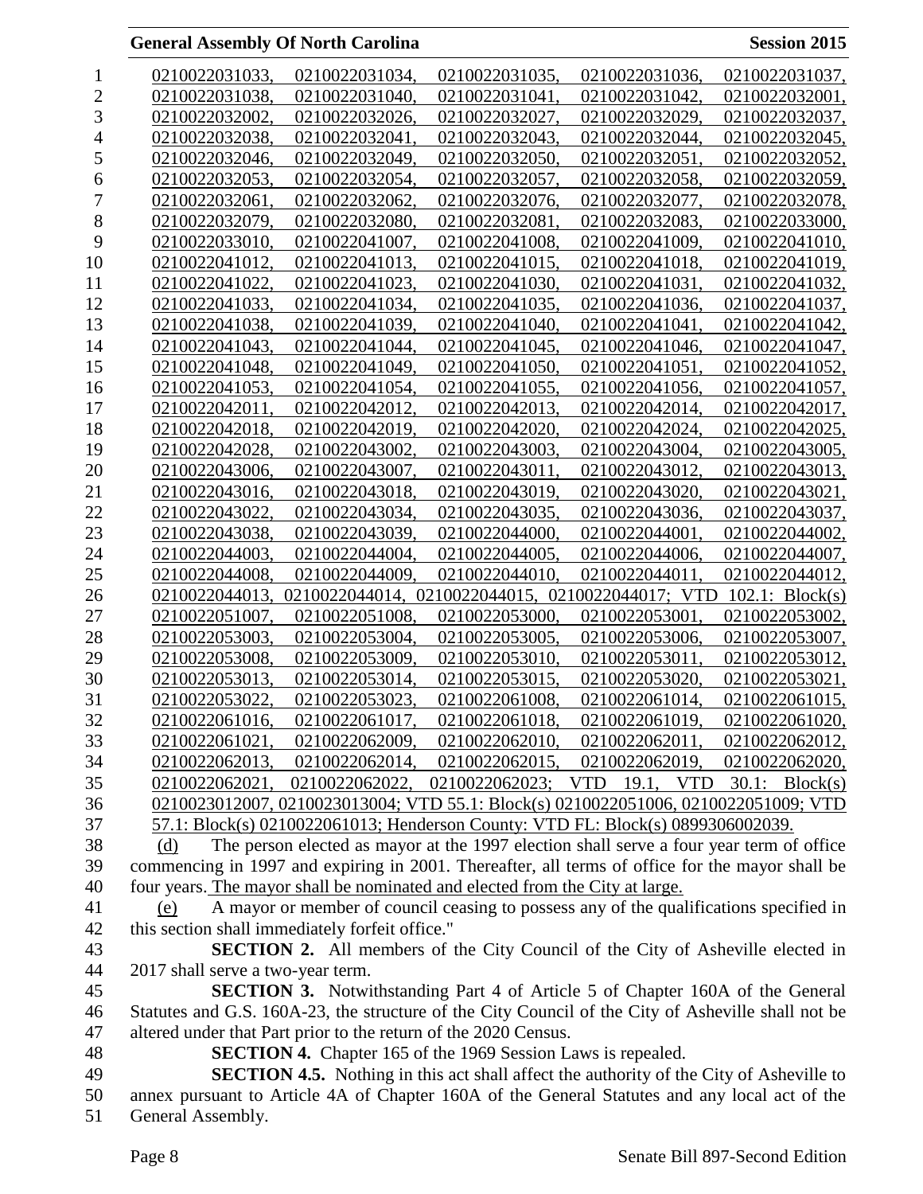0210022031033, 0210022031034, 0210022031035, 0210022031036, 0210022031037, 0210022031038, 0210022031040, 0210022031041, 0210022031042, 0210022032001, 0210022032002, 0210022032026, 0210022032027, 0210022032029, 0210022032037, 0210022032038, 0210022032041, 0210022032043, 0210022032044, 0210022032045, 0210022032046, 0210022032049, 0210022032050, 0210022032051, 0210022032052, 0210022032053, 0210022032054, 0210022032057, 0210022032058, 0210022032059, 0210022032061, 0210022032062, 0210022032076, 0210022032077, 0210022032078, 0210022032079, 0210022032080, 0210022032081, 0210022032083, 0210022033000, 0210022033010, 0210022041007, 0210022041008, 0210022041009, 0210022041010, 0210022041012, 0210022041013, 0210022041015, 0210022041018, 0210022041019, 0210022041022, 0210022041023, 0210022041030, 0210022041031, 0210022041032, 0210022041033, 0210022041034, 0210022041035, 0210022041036, 0210022041037, 0210022041038, 0210022041039, 0210022041040, 0210022041041, 0210022041042, 0210022041043, 0210022041044, 0210022041045, 0210022041046, 0210022041047, 0210022041048, 0210022041049, 0210022041050, 0210022041051, 0210022041052, 0210022041053, 0210022041054, 0210022041055, 0210022041056, 0210022041057, 0210022042011, 0210022042012, 0210022042013, 0210022042014, 0210022042017, 0210022042018, 0210022042019, 0210022042020, 0210022042024, 0210022042025, 0210022042028, 0210022043002, 0210022043003, 0210022043004, 0210022043005, 0210022043006, 0210022043007, 0210022043011, 0210022043012, 0210022043013, 0210022043016, 0210022043018, 0210022043019, 0210022043020, 0210022043021, 0210022043022, 0210022043034, 0210022043035, 0210022043036, 0210022043037, 0210022043038, 0210022043039, 0210022044000, 0210022044001, 0210022044002, 0210022044003, 0210022044004, 0210022044005, 0210022044006, 0210022044007, 0210022044008, 0210022044009, 0210022044010, 0210022044011, 0210022044012, 0210022044013, 0210022044014, 0210022044015, 0210022044017; VTD 102.1: Block(s) 0210022051007, 0210022051008, 0210022053000, 0210022053001, 0210022053002, 0210022053003, 0210022053004, 0210022053005, 0210022053006, 0210022053007, 0210022053008, 0210022053009, 0210022053010, 0210022053011, 0210022053012, 0210022053013, 0210022053014, 0210022053015, 0210022053020, 0210022053021, 0210022053022, 0210022053023, 0210022061008, 0210022061014, 0210022061015, 0210022061016, 0210022061017, 0210022061018, 0210022061019, 0210022061020, 0210022061021, 0210022062009, 0210022062010, 0210022062011, 0210022062012, 0210022062013, 0210022062014, 0210022062015, 0210022062019, 0210022062020, 0210022062021, 0210022062022, 0210022062023; VTD 19.1, VTD 30.1: Block(s) 0210023012007, 0210023013004; VTD 55.1: Block(s) 0210022051006, 0210022051009; VTD 57.1: Block(s) 0210022061013; Henderson County: VTD FL: Block(s) 0899306002039.

(d) The person elected as mayor at the 1997 election shall serve a four year term of office commencing in 1997 and expiring in 2001. Thereafter, all terms of office for the mayor shall be four years. The mayor shall be nominated and elected from the City at large.

(e) A mayor or member of council ceasing to possess any of the qualifications specified in this section shall immediately forfeit office."

**SECTION 2.** All members of the City Council of the City of Asheville elected in 2017 shall serve a two-year term.

**SECTION 3.** Notwithstanding Part 4 of Article 5 of Chapter 160A of the General Statutes and G.S. 160A-23, the structure of the City Council of the City of Asheville shall not be altered under that Part prior to the return of the 2020 Census.

**SECTION 4.** Chapter 165 of the 1969 Session Laws is repealed.

**SECTION 4.5.** Nothing in this act shall affect the authority of the City of Asheville to annex pursuant to Article 4A of Chapter 160A of the General Statutes and any local act of the General Assembly.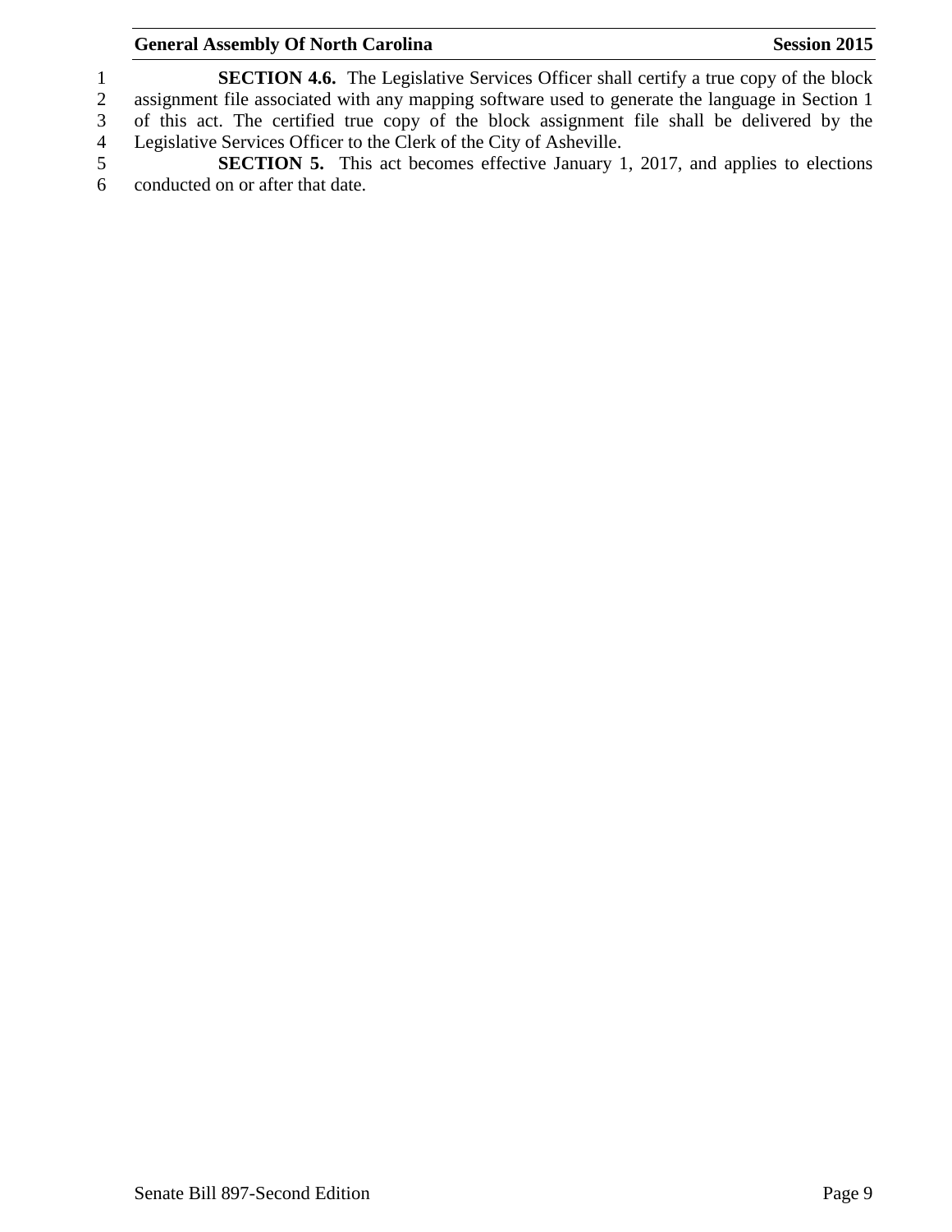**SECTION 4.6.** The Legislative Services Officer shall certify a true copy of the block assignment file associated with any mapping software used to generate the language in Section 1 of this act. The certified true copy of the block assignment file shall be delivered by the Legislative Services Officer to the Clerk of the City of Asheville.

**SECTION 5.** This act becomes effective January 1, 2017, and applies to elections conducted on or after that date.